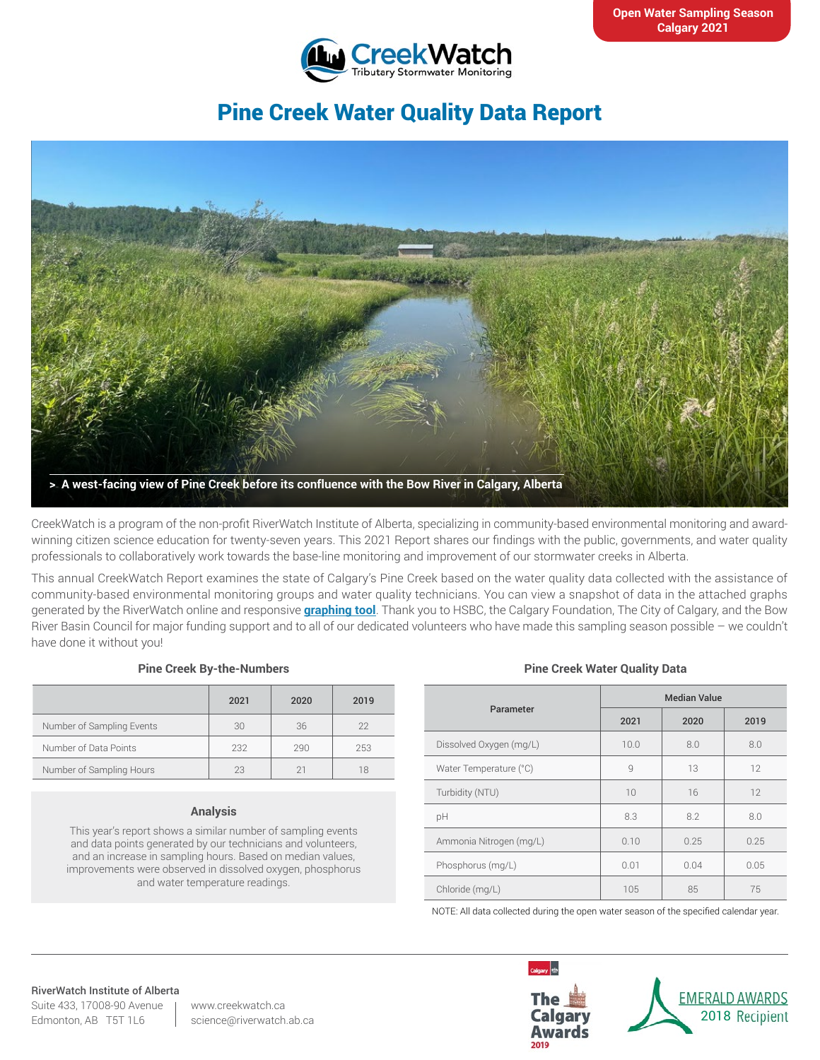Open Water Sampling Season
Calgary 2021

CreekWatch
Tributary Stormwater Monitoring

# Pine Creek Water Quality Data Report

> A west-facing view of Pine Creek before its confluence with the Bow River in Calgary, Alberta

CreekWatch is a program of the non-profit RiverWatch Institute of Alberta, specializing in community-based environmental monitoring and award-winning citizen science education for twenty-seven years. This 2021 Report shares our findings with the public, governments, and water quality professionals to collaboratively work towards the base-line monitoring and improvement of our stormwater creeks in Alberta.

This annual CreekWatch Report examines the state of Calgary's Pine Creek based on the water quality data collected with the assistance of community-based environmental monitoring groups and water quality technicians. You can view a snapshot of data in the attached graphs generated by the RiverWatch online and responsive **graphing tool**. Thank you to HSBC, the Calgary Foundation, The City of Calgary, and the Bow River Basin Council for major funding support and to all of our dedicated volunteers who have made this sampling season possible – we couldn't have done it without you!

### Pine Creek By-the-Numbers

| | 2021 | 2020 | 2019 |
|---|---|---|---|
| Number of Sampling Events | 30 | 36 | 22 |
| Number of Data Points | 232 | 290 | 253 |
| Number of Sampling Hours | 23 | 21 | 18 |

### Analysis

This year's report shows a similar number of sampling events and data points generated by our technicians and volunteers, and an increase in sampling hours. Based on median values, improvements were observed in dissolved oxygen, phosphorus and water temperature readings.

### Pine Creek Water Quality Data

| Parameter | Median Value | | |
|---|---|---|---|
| | 2021 | 2020 | 2019 |
| Dissolved Oxygen (mg/L) | 10.0 | 8.0 | 8.0 |
| Water Temperature (°C) | 9 | 13 | 12 |
| Turbidity (NTU) | 10 | 16 | 12 |
| pH | 8.3 | 8.2 | 8.0 |
| Ammonia Nitrogen (mg/L) | 0.10 | 0.25 | 0.25 |
| Phosphorus (mg/L) | 0.01 | 0.04 | 0.05 |
| Chloride (mg/L) | 105 | 85 | 75 |

NOTE: All data collected during the open water season of the specified calendar year.

**RiverWatch Institute of Alberta**
Suite 433, 17008-90 Avenue
Edmonton, AB T5T 1L6

www.creekwatch.ca
science@riverwatch.ab.ca

The Calgary Awards 2019

EMERALD AWARDS 2018 Recipient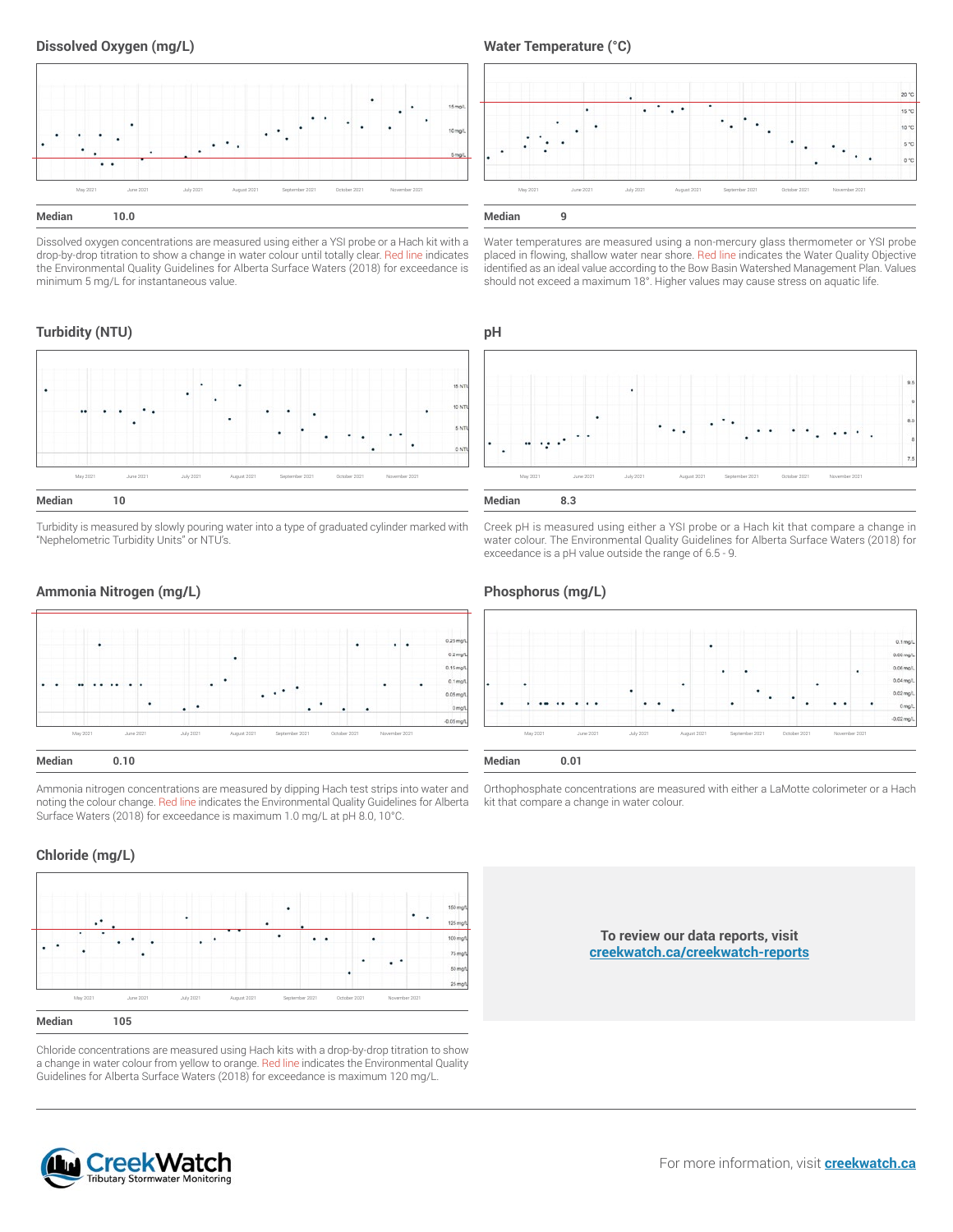## Dissolved Oxygen (mg/L)

15 mg/L
10 mg/L
5 mg/L

May 2021 June 2021 July 2021 August 2021 September 2021 October 2021 November 2021

**Median** 10.0

Dissolved oxygen concentrations are measured using either a YSI probe or a Hach kit with a drop-by-drop titration to show a change in water colour until totally clear. Red line indicates the Environmental Quality Guidelines for Alberta Surface Waters (2018) for exceedance is minimum 5 mg/L for instantaneous value.

## Water Temperature (°C)

20 °C
15 °C
10 °C
5 °C
0 °C

May 2021 June 2021 July 2021 August 2021 September 2021 October 2021 November 2021

**Median** 9

Water temperatures are measured using a non-mercury glass thermometer or YSI probe placed in flowing, shallow water near shore. Red line indicates the Water Quality Objective identified as an ideal value according to the Bow Basin Watershed Management Plan. Values should not exceed a maximum 18°. Higher values may cause stress on aquatic life.

## Turbidity (NTU)

15 NTU
10 NTU
5 NTU
0 NTU

May 2021 June 2021 July 2021 August 2021 September 2021 October 2021 November 2021

**Median** 10

Turbidity is measured by slowly pouring water into a type of graduated cylinder marked with "Nephelometric Turbidity Units" or NTU's.

## pH

8.5
9
8.5
8
7.5

May 2021 June 2021 July 2021 August 2021 September 2021 October 2021 November 2021

**Median** 8.3

Creek pH is measured using either a YSI probe or a Hach kit that compare a change in water colour. The Environmental Quality Guidelines for Alberta Surface Waters (2018) for exceedance is a pH value outside the range of 6.5 - 9.

## Ammonia Nitrogen (mg/L)

0.25 mg/L
0.2 mg/L
0.15 mg/L
0.1 mg/L
0.05 mg/L
0 mg/L
-0.05 mg/L

May 2021 June 2021 July 2021 August 2021 September 2021 October 2021 November 2021

**Median** 0.10

Ammonia nitrogen concentrations are measured by dipping Hach test strips into water and noting the colour change. Red line indicates the Environmental Quality Guidelines for Alberta Surface Waters (2018) for exceedance is maximum 1.0 mg/L at pH 8.0, 10°C.

## Phosphorus (mg/L)

0.1 mg/L
0.08 mg/L
0.06 mg/L
0.04 mg/L
0.02 mg/L
0 mg/L
-0.02 mg/L

May 2021 June 2021 July 2021 August 2021 September 2021 October 2021 November 2021

**Median** 0.01

Orthophosphate concentrations are measured with either a LaMotte colorimeter or a Hach kit that compare a change in water colour.

## Chloride (mg/L)

150 mg/L
125 mg/L
100 mg/L
75 mg/L
50 mg/L
25 mg/L

May 2021 June 2021 July 2021 August 2021 September 2021 October 2021 November 2021

**Median** 105

Chloride concentrations are measured using Hach kits with a drop-by-drop titration to show a change in water colour from yellow to orange. Red line indicates the Environmental Quality Guidelines for Alberta Surface Waters (2018) for exceedance is maximum 120 mg/L.

**To review our data reports, visit [creekwatch.ca/creekwatch-reports](creekwatch.ca/creekwatch-reports)**

CreekWatch
Tributary Stormwater Monitoring

For more information, visit **[creekwatch.ca](creekwatch.ca)**